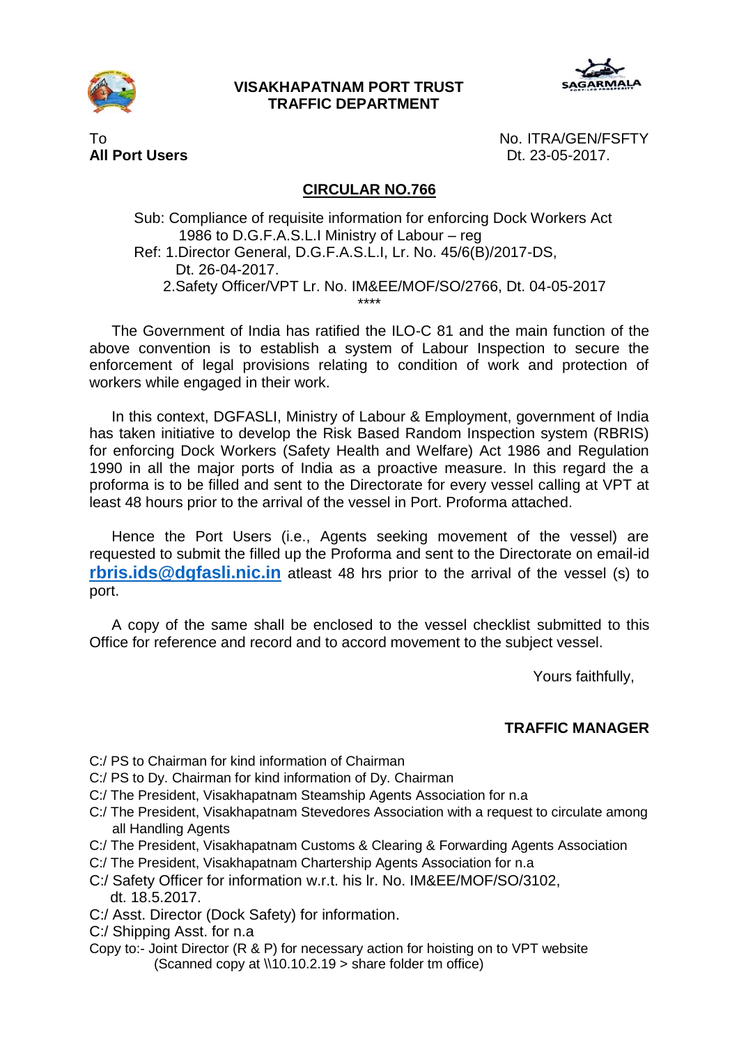**VISAKHAPATNAM PORT TRUST**
**TRAFFIC DEPARTMENT**

To
**All Port Users**

No. ITRA/GEN/FSFTY
Dt. 23-05-2017.

## CIRCULAR NO.766

Sub: Compliance of requisite information for enforcing Dock Workers Act 1986 to D.G.F.A.S.L.I Ministry of Labour – reg

Ref: 1.Director General, D.G.F.A.S.L.I, Lr. No. 45/6(B)/2017-DS, Dt. 26-04-2017.
2.Safety Officer/VPT Lr. No. IM&EE/MOF/SO/2766, Dt. 04-05-2017

\*\*\*\*

The Government of India has ratified the ILO-C 81 and the main function of the above convention is to establish a system of Labour Inspection to secure the enforcement of legal provisions relating to condition of work and protection of workers while engaged in their work.

In this context, DGFASLI, Ministry of Labour & Employment, government of India has taken initiative to develop the Risk Based Random Inspection system (RBRIS) for enforcing Dock Workers (Safety Health and Welfare) Act 1986 and Regulation 1990 in all the major ports of India as a proactive measure. In this regard the a proforma is to be filled and sent to the Directorate for every vessel calling at VPT at least 48 hours prior to the arrival of the vessel in Port. Proforma attached.

Hence the Port Users (i.e., Agents seeking movement of the vessel) are requested to submit the filled up the Proforma and sent to the Directorate on email-id **rbris.ids@dgfasli.nic.in** atleast 48 hrs prior to the arrival of the vessel (s) to port.

A copy of the same shall be enclosed to the vessel checklist submitted to this Office for reference and record and to accord movement to the subject vessel.

Yours faithfully,

**TRAFFIC MANAGER**

C:/ PS to Chairman for kind information of Chairman
C:/ PS to Dy. Chairman for kind information of Dy. Chairman
C:/ The President, Visakhapatnam Steamship Agents Association for n.a
C:/ The President, Visakhapatnam Stevedores Association with a request to circulate among all Handling Agents
C:/ The President, Visakhapatnam Customs & Clearing & Forwarding Agents Association
C:/ The President, Visakhapatnam Chartership Agents Association for n.a
C:/ Safety Officer for information w.r.t. his lr. No. IM&EE/MOF/SO/3102, dt. 18.5.2017.
C:/ Asst. Director (Dock Safety) for information.
C:/ Shipping Asst. for n.a
Copy to:- Joint Director (R & P) for necessary action for hoisting on to VPT website (Scanned copy at \\10.10.2.19 > share folder tm office)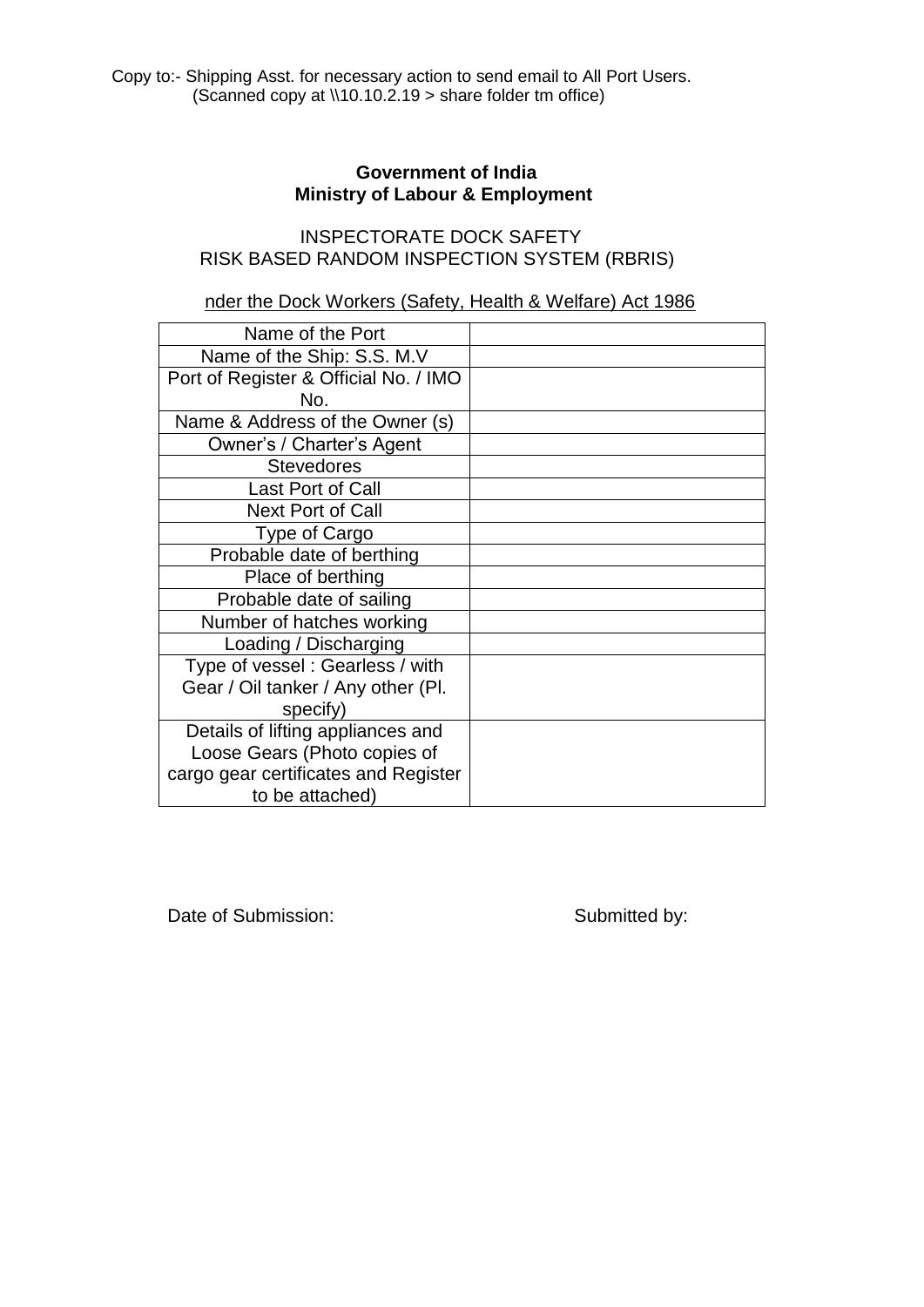Copy to:- Shipping Asst. for necessary action to send email to All Port Users.
(Scanned copy at \\10.10.2.19 > share folder tm office)

**Government of India**
**Ministry of Labour & Employment**

INSPECTORATE DOCK SAFETY
RISK BASED RANDOM INSPECTION SYSTEM (RBRIS)

nder the Dock Workers (Safety, Health & Welfare) Act 1986

| | |
|---|---|
| Name of the Port | |
| Name of the Ship: S.S. M.V | |
| Port of Register & Official No. / IMO No. | |
| Name & Address of the Owner (s) | |
| Owner's / Charter's Agent | |
| Stevedores | |
| Last Port of Call | |
| Next Port of Call | |
| Type of Cargo | |
| Probable date of berthing | |
| Place of berthing | |
| Probable date of sailing | |
| Number of hatches working | |
| Loading / Discharging | |
| Type of vessel : Gearless / with Gear / Oil tanker / Any other (Pl. specify) | |
| Details of lifting appliances and Loose Gears (Photo copies of cargo gear certificates and Register to be attached) | |

Date of Submission: Submitted by: